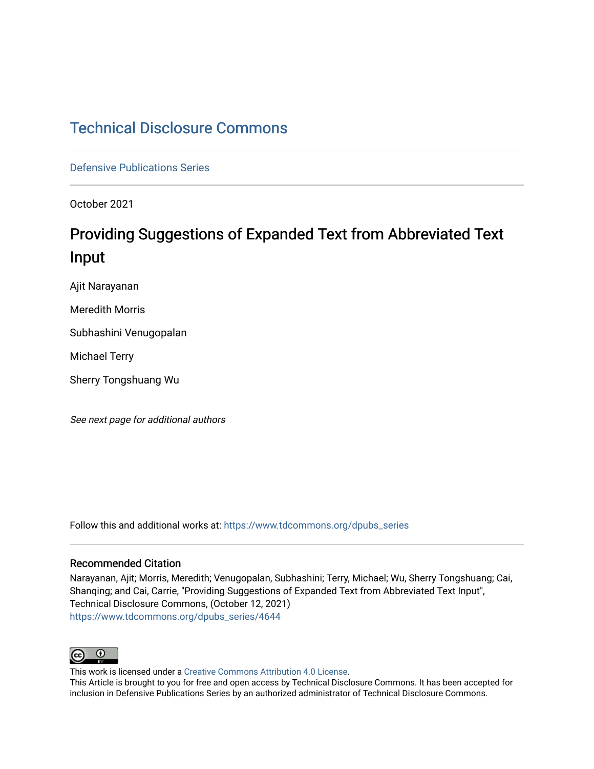# Technical Disclosure Commons

Defensive Publications Series

October 2021

## Providing Suggestions of Expanded Text from Abbreviated Text Input

Ajit Narayanan

Meredith Morris

Subhashini Venugopalan

Michael Terry

Sherry Tongshuang Wu

*See next page for additional authors*

Follow this and additional works at: https://www.tdcommons.org/dpubs_series

### Recommended Citation

Narayanan, Ajit; Morris, Meredith; Venugopalan, Subhashini; Terry, Michael; Wu, Sherry Tongshuang; Cai, Shanqing; and Cai, Carrie, "Providing Suggestions of Expanded Text from Abbreviated Text Input", Technical Disclosure Commons, (October 12, 2021)
https://www.tdcommons.org/dpubs_series/4644

This work is licensed under a Creative Commons Attribution 4.0 License.
This Article is brought to you for free and open access by Technical Disclosure Commons. It has been accepted for inclusion in Defensive Publications Series by an authorized administrator of Technical Disclosure Commons.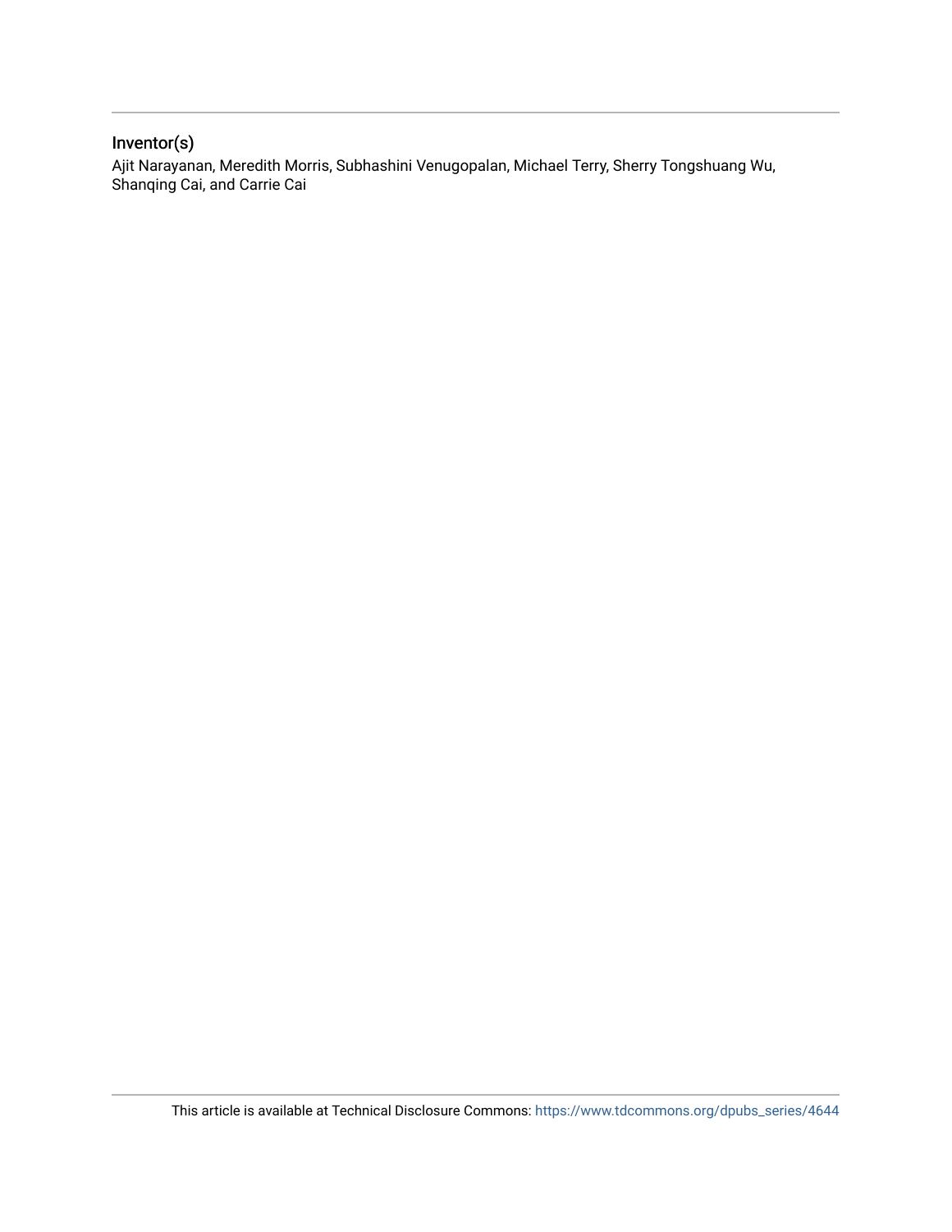## Inventor(s)

Ajit Narayanan, Meredith Morris, Subhashini Venugopalan, Michael Terry, Sherry Tongshuang Wu, Shanqing Cai, and Carrie Cai

This article is available at Technical Disclosure Commons: https://www.tdcommons.org/dpubs_series/4644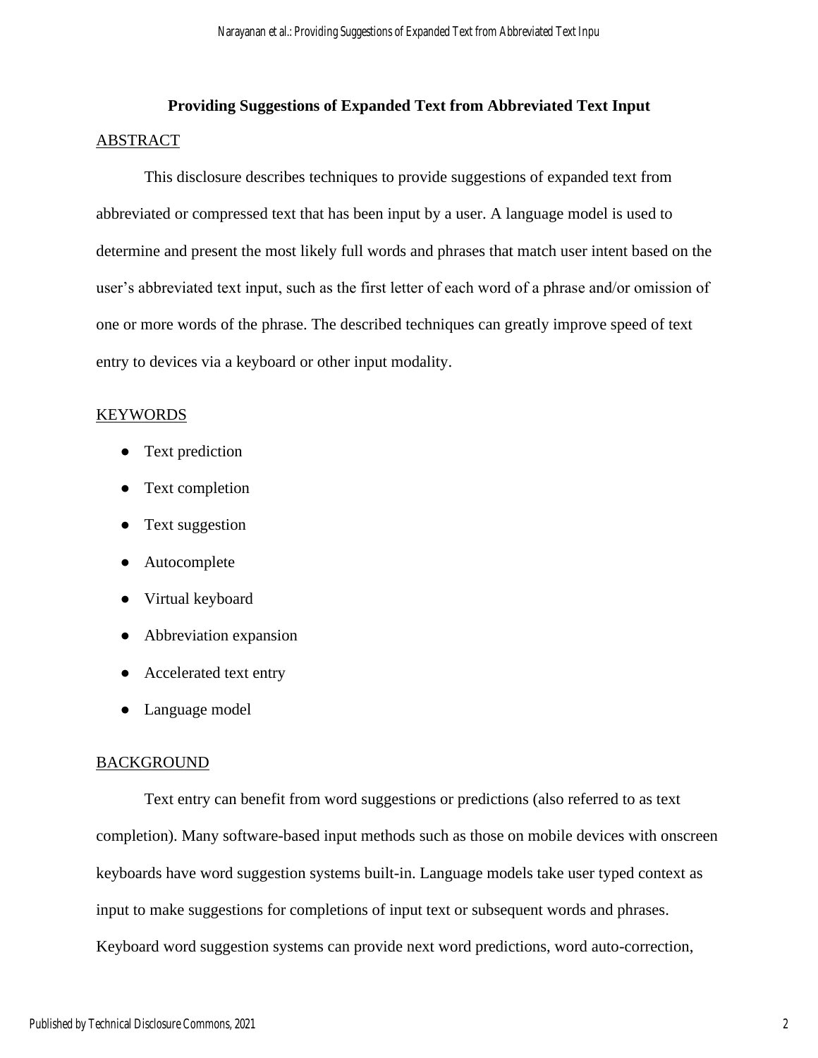**Providing Suggestions of Expanded Text from Abbreviated Text Input**

ABSTRACT

This disclosure describes techniques to provide suggestions of expanded text from abbreviated or compressed text that has been input by a user. A language model is used to determine and present the most likely full words and phrases that match user intent based on the user's abbreviated text input, such as the first letter of each word of a phrase and/or omission of one or more words of the phrase. The described techniques can greatly improve speed of text entry to devices via a keyboard or other input modality.

KEYWORDS

- Text prediction
- Text completion
- Text suggestion
- Autocomplete
- Virtual keyboard
- Abbreviation expansion
- Accelerated text entry
- Language model

BACKGROUND

Text entry can benefit from word suggestions or predictions (also referred to as text completion). Many software-based input methods such as those on mobile devices with onscreen keyboards have word suggestion systems built-in. Language models take user typed context as input to make suggestions for completions of input text or subsequent words and phrases. Keyboard word suggestion systems can provide next word predictions, word auto-correction,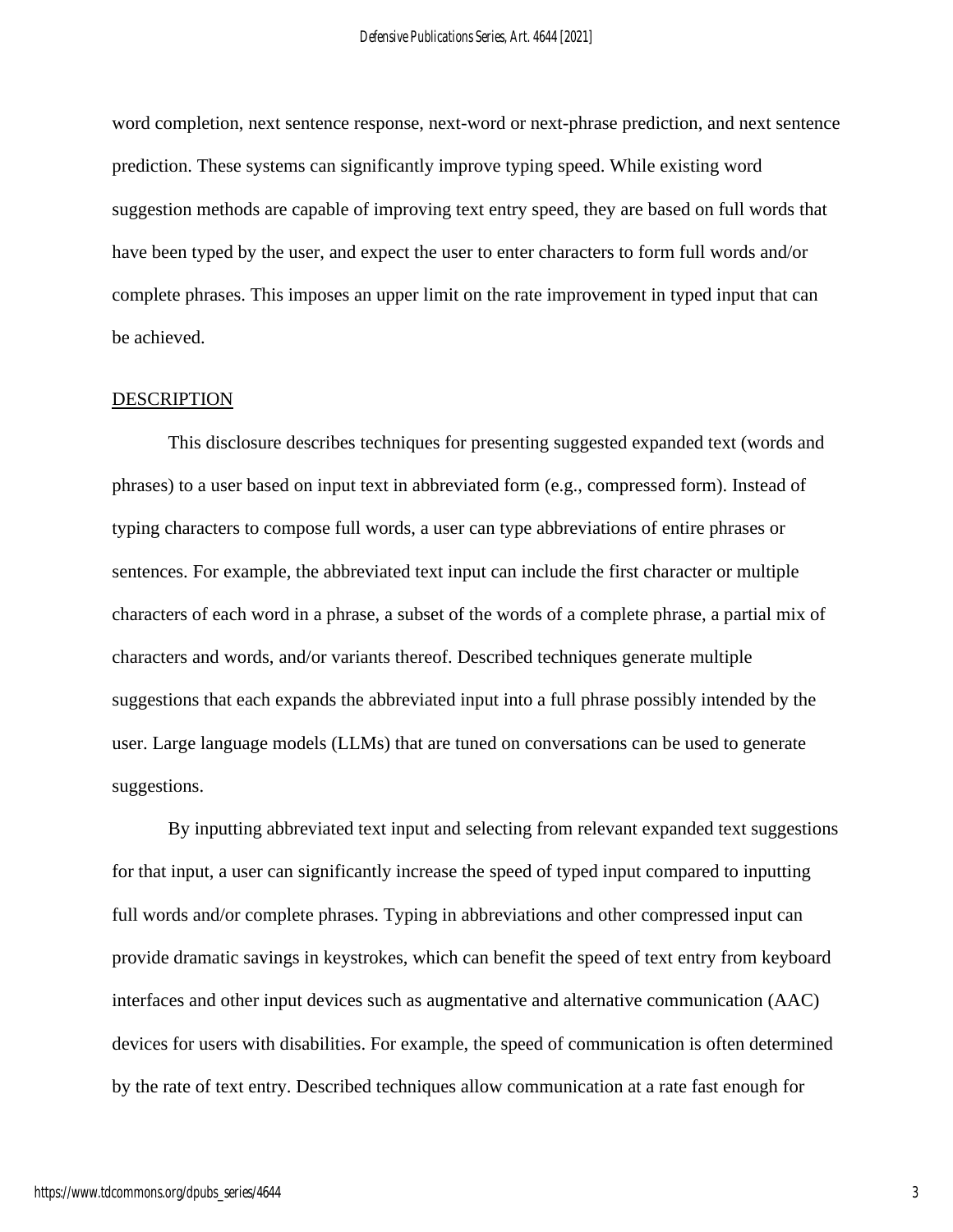word completion, next sentence response, next-word or next-phrase prediction, and next sentence prediction. These systems can significantly improve typing speed. While existing word suggestion methods are capable of improving text entry speed, they are based on full words that have been typed by the user, and expect the user to enter characters to form full words and/or complete phrases. This imposes an upper limit on the rate improvement in typed input that can be achieved.

## DESCRIPTION

This disclosure describes techniques for presenting suggested expanded text (words and phrases) to a user based on input text in abbreviated form (e.g., compressed form). Instead of typing characters to compose full words, a user can type abbreviations of entire phrases or sentences. For example, the abbreviated text input can include the first character or multiple characters of each word in a phrase, a subset of the words of a complete phrase, a partial mix of characters and words, and/or variants thereof. Described techniques generate multiple suggestions that each expands the abbreviated input into a full phrase possibly intended by the user. Large language models (LLMs) that are tuned on conversations can be used to generate suggestions.

By inputting abbreviated text input and selecting from relevant expanded text suggestions for that input, a user can significantly increase the speed of typed input compared to inputting full words and/or complete phrases. Typing in abbreviations and other compressed input can provide dramatic savings in keystrokes, which can benefit the speed of text entry from keyboard interfaces and other input devices such as augmentative and alternative communication (AAC) devices for users with disabilities. For example, the speed of communication is often determined by the rate of text entry. Described techniques allow communication at a rate fast enough for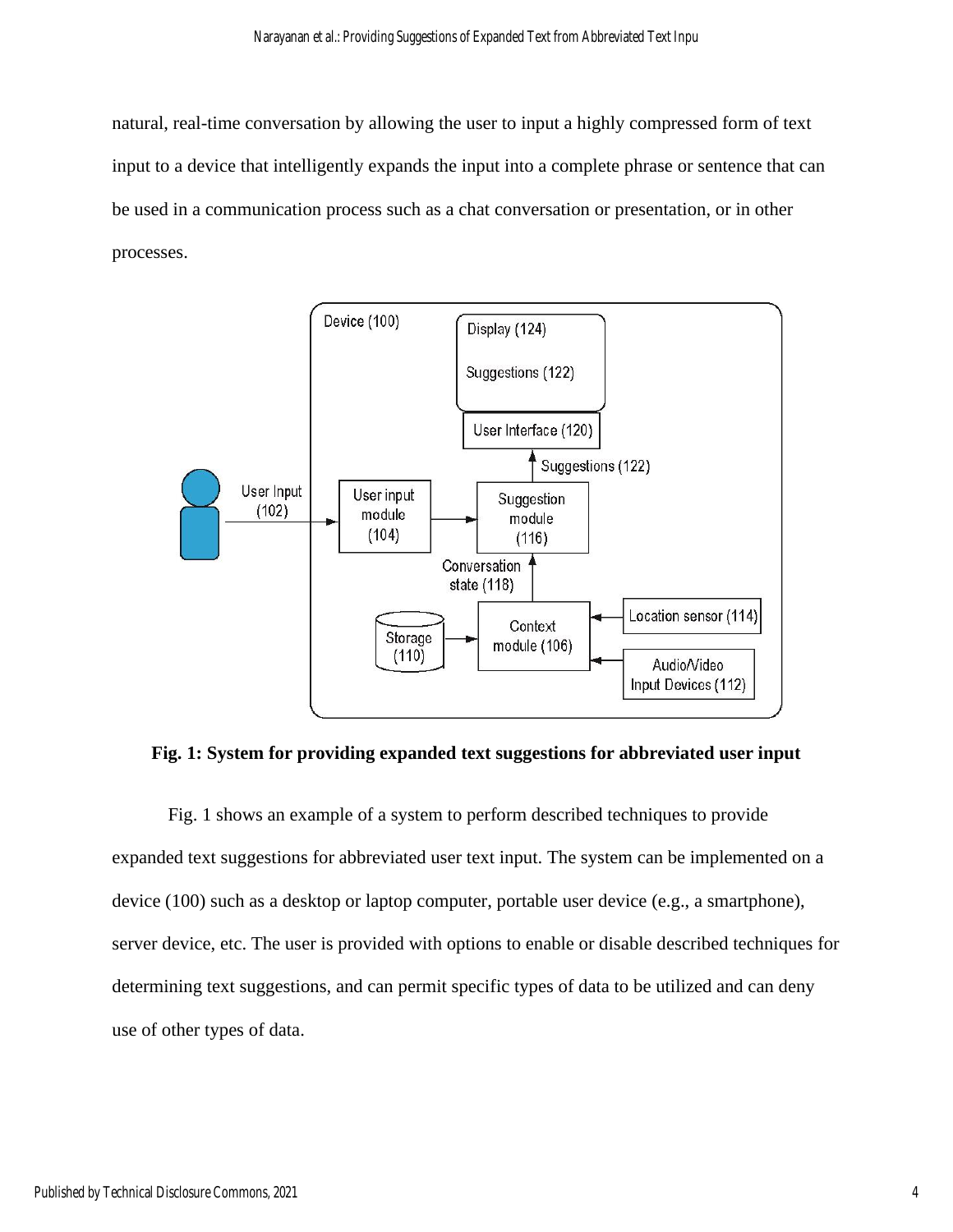natural, real-time conversation by allowing the user to input a highly compressed form of text input to a device that intelligently expands the input into a complete phrase or sentence that can be used in a communication process such as a chat conversation or presentation, or in other processes.

**Fig. 1: System for providing expanded text suggestions for abbreviated user input**

Fig. 1 shows an example of a system to perform described techniques to provide expanded text suggestions for abbreviated user text input. The system can be implemented on a device (100) such as a desktop or laptop computer, portable user device (e.g., a smartphone), server device, etc. The user is provided with options to enable or disable described techniques for determining text suggestions, and can permit specific types of data to be utilized and can deny use of other types of data.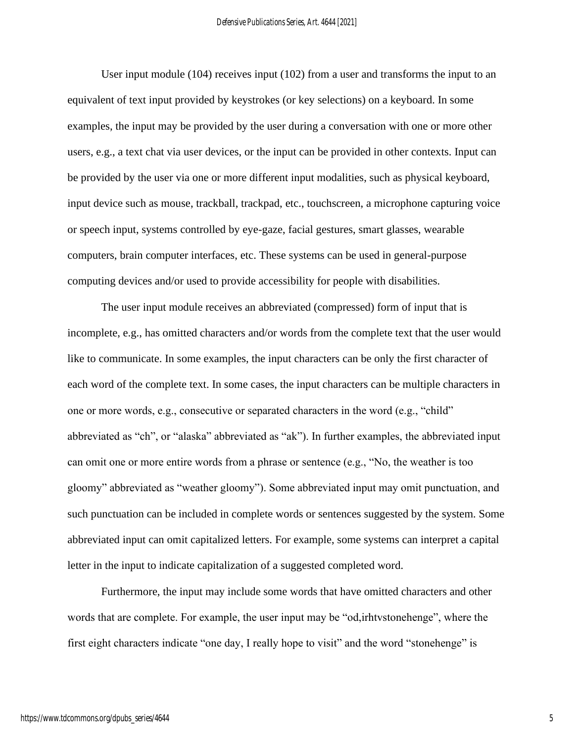User input module (104) receives input (102) from a user and transforms the input to an equivalent of text input provided by keystrokes (or key selections) on a keyboard. In some examples, the input may be provided by the user during a conversation with one or more other users, e.g., a text chat via user devices, or the input can be provided in other contexts. Input can be provided by the user via one or more different input modalities, such as physical keyboard, input device such as mouse, trackball, trackpad, etc., touchscreen, a microphone capturing voice or speech input, systems controlled by eye-gaze, facial gestures, smart glasses, wearable computers, brain computer interfaces, etc. These systems can be used in general-purpose computing devices and/or used to provide accessibility for people with disabilities.

The user input module receives an abbreviated (compressed) form of input that is incomplete, e.g., has omitted characters and/or words from the complete text that the user would like to communicate. In some examples, the input characters can be only the first character of each word of the complete text. In some cases, the input characters can be multiple characters in one or more words, e.g., consecutive or separated characters in the word (e.g., "child" abbreviated as "ch", or "alaska" abbreviated as "ak"). In further examples, the abbreviated input can omit one or more entire words from a phrase or sentence (e.g., "No, the weather is too gloomy" abbreviated as "weather gloomy"). Some abbreviated input may omit punctuation, and such punctuation can be included in complete words or sentences suggested by the system. Some abbreviated input can omit capitalized letters. For example, some systems can interpret a capital letter in the input to indicate capitalization of a suggested completed word.

Furthermore, the input may include some words that have omitted characters and other words that are complete. For example, the user input may be "od,irhtvstonehenge", where the first eight characters indicate "one day, I really hope to visit" and the word "stonehenge" is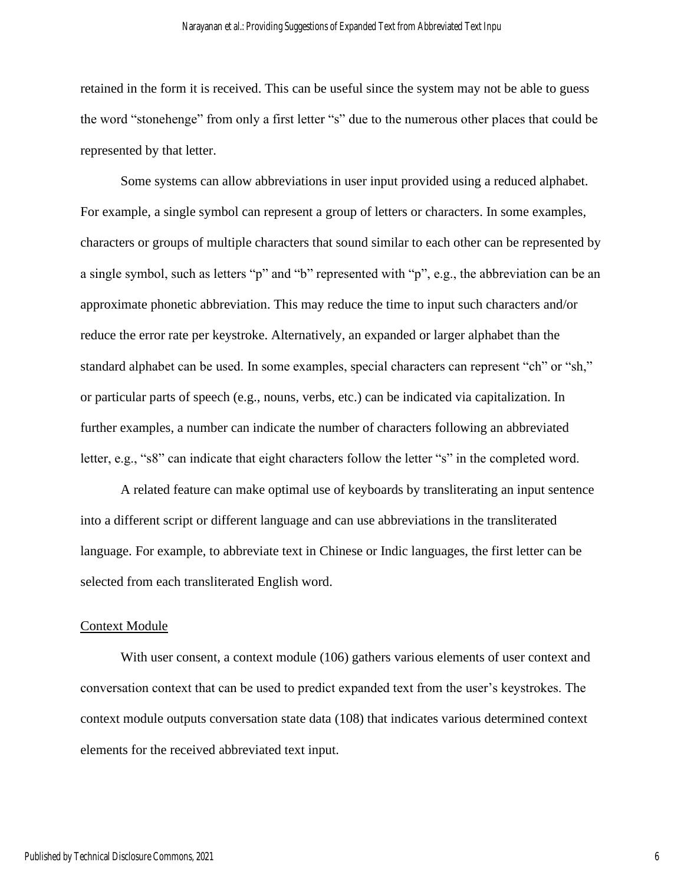retained in the form it is received. This can be useful since the system may not be able to guess the word "stonehenge" from only a first letter "s" due to the numerous other places that could be represented by that letter.

Some systems can allow abbreviations in user input provided using a reduced alphabet. For example, a single symbol can represent a group of letters or characters. In some examples, characters or groups of multiple characters that sound similar to each other can be represented by a single symbol, such as letters "p" and "b" represented with "p", e.g., the abbreviation can be an approximate phonetic abbreviation. This may reduce the time to input such characters and/or reduce the error rate per keystroke. Alternatively, an expanded or larger alphabet than the standard alphabet can be used. In some examples, special characters can represent "ch" or "sh," or particular parts of speech (e.g., nouns, verbs, etc.) can be indicated via capitalization. In further examples, a number can indicate the number of characters following an abbreviated letter, e.g., "s8" can indicate that eight characters follow the letter "s" in the completed word.

A related feature can make optimal use of keyboards by transliterating an input sentence into a different script or different language and can use abbreviations in the transliterated language. For example, to abbreviate text in Chinese or Indic languages, the first letter can be selected from each transliterated English word.

## Context Module

With user consent, a context module (106) gathers various elements of user context and conversation context that can be used to predict expanded text from the user's keystrokes. The context module outputs conversation state data (108) that indicates various determined context elements for the received abbreviated text input.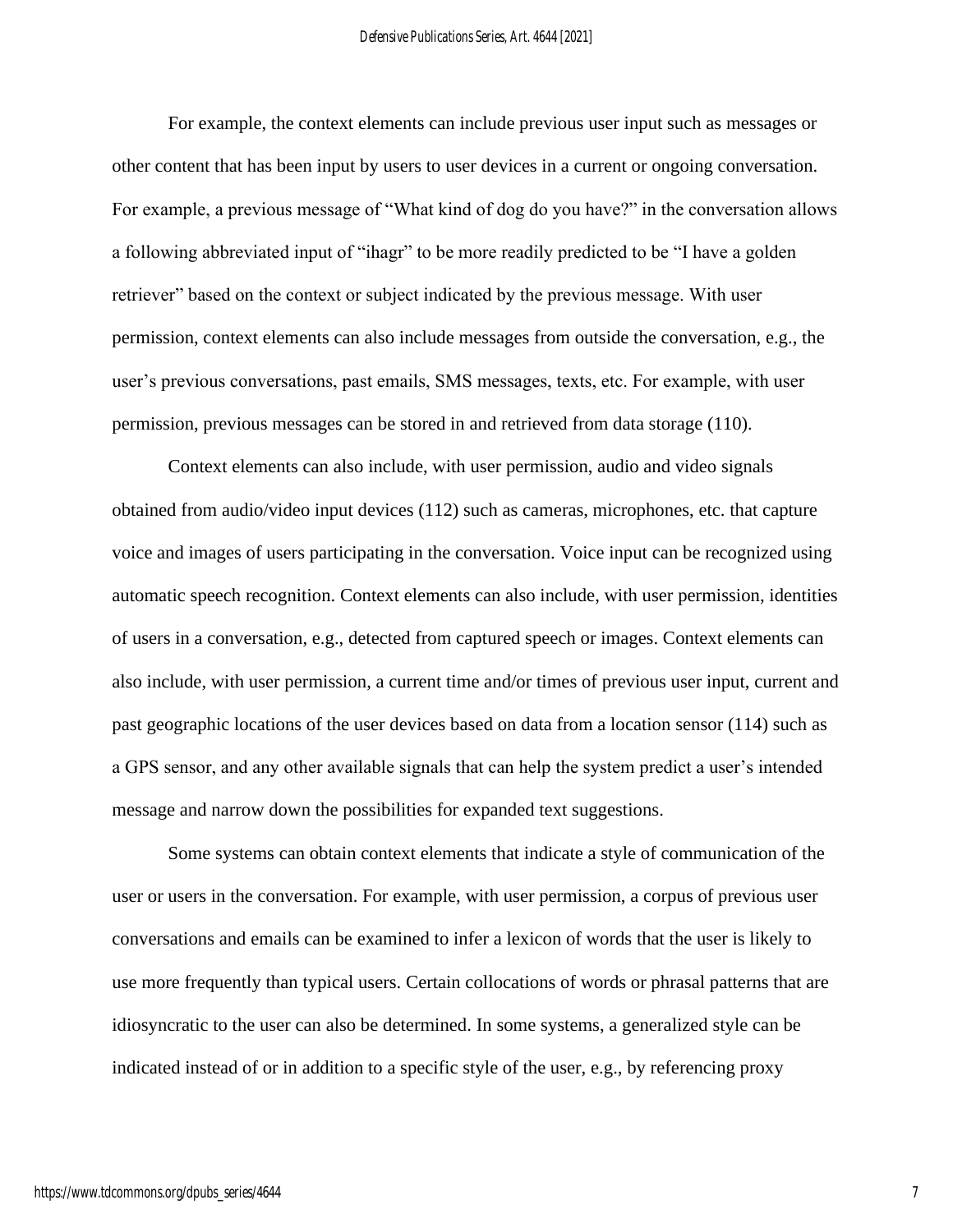For example, the context elements can include previous user input such as messages or other content that has been input by users to user devices in a current or ongoing conversation. For example, a previous message of "What kind of dog do you have?" in the conversation allows a following abbreviated input of "ihagr" to be more readily predicted to be "I have a golden retriever" based on the context or subject indicated by the previous message. With user permission, context elements can also include messages from outside the conversation, e.g., the user's previous conversations, past emails, SMS messages, texts, etc. For example, with user permission, previous messages can be stored in and retrieved from data storage (110).

Context elements can also include, with user permission, audio and video signals obtained from audio/video input devices (112) such as cameras, microphones, etc. that capture voice and images of users participating in the conversation. Voice input can be recognized using automatic speech recognition. Context elements can also include, with user permission, identities of users in a conversation, e.g., detected from captured speech or images. Context elements can also include, with user permission, a current time and/or times of previous user input, current and past geographic locations of the user devices based on data from a location sensor (114) such as a GPS sensor, and any other available signals that can help the system predict a user's intended message and narrow down the possibilities for expanded text suggestions.

Some systems can obtain context elements that indicate a style of communication of the user or users in the conversation. For example, with user permission, a corpus of previous user conversations and emails can be examined to infer a lexicon of words that the user is likely to use more frequently than typical users. Certain collocations of words or phrasal patterns that are idiosyncratic to the user can also be determined. In some systems, a generalized style can be indicated instead of or in addition to a specific style of the user, e.g., by referencing proxy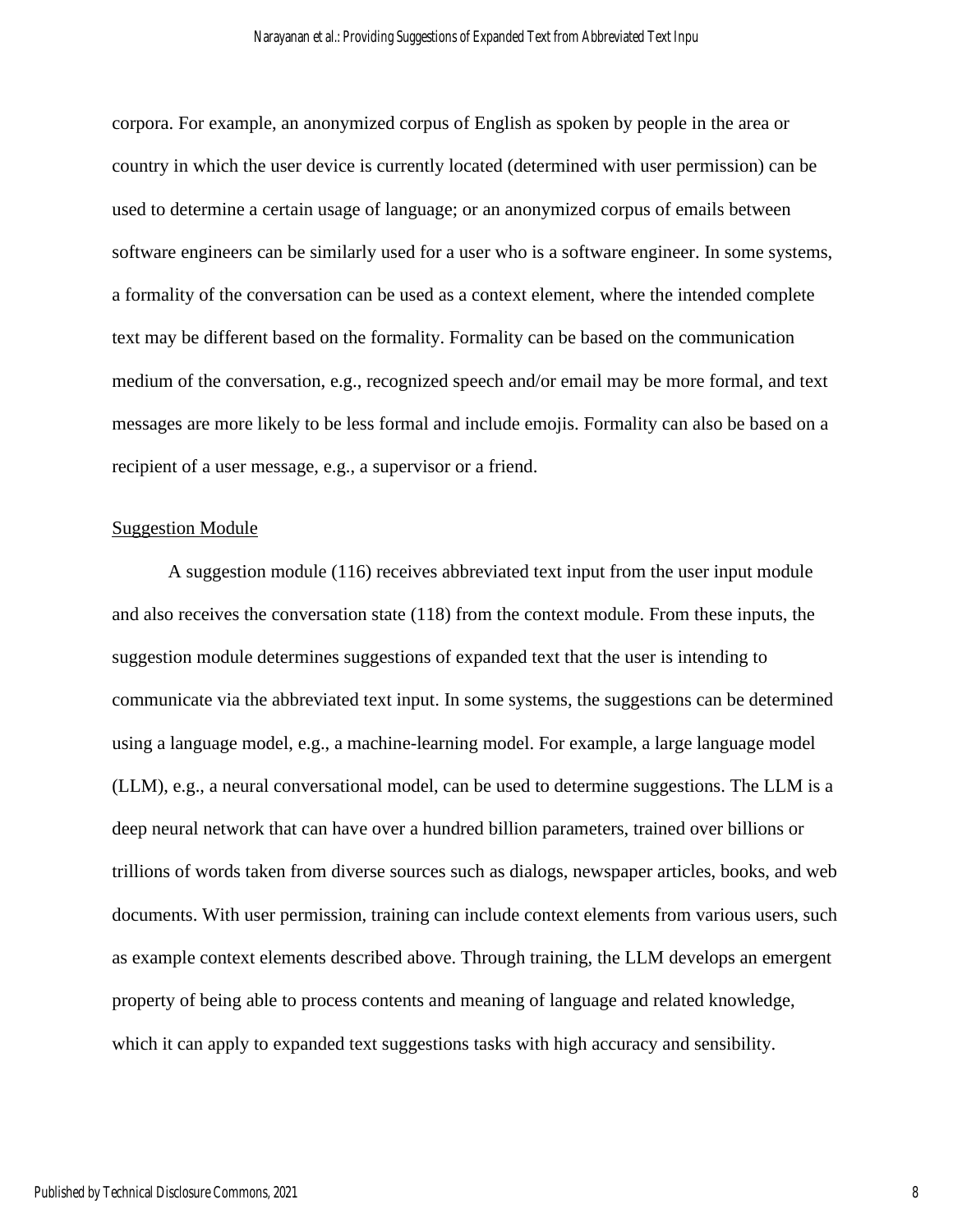corpora. For example, an anonymized corpus of English as spoken by people in the area or country in which the user device is currently located (determined with user permission) can be used to determine a certain usage of language; or an anonymized corpus of emails between software engineers can be similarly used for a user who is a software engineer. In some systems, a formality of the conversation can be used as a context element, where the intended complete text may be different based on the formality. Formality can be based on the communication medium of the conversation, e.g., recognized speech and/or email may be more formal, and text messages are more likely to be less formal and include emojis. Formality can also be based on a recipient of a user message, e.g., a supervisor or a friend.

## Suggestion Module

A suggestion module (116) receives abbreviated text input from the user input module and also receives the conversation state (118) from the context module. From these inputs, the suggestion module determines suggestions of expanded text that the user is intending to communicate via the abbreviated text input. In some systems, the suggestions can be determined using a language model, e.g., a machine-learning model. For example, a large language model (LLM), e.g., a neural conversational model, can be used to determine suggestions. The LLM is a deep neural network that can have over a hundred billion parameters, trained over billions or trillions of words taken from diverse sources such as dialogs, newspaper articles, books, and web documents. With user permission, training can include context elements from various users, such as example context elements described above. Through training, the LLM develops an emergent property of being able to process contents and meaning of language and related knowledge, which it can apply to expanded text suggestions tasks with high accuracy and sensibility.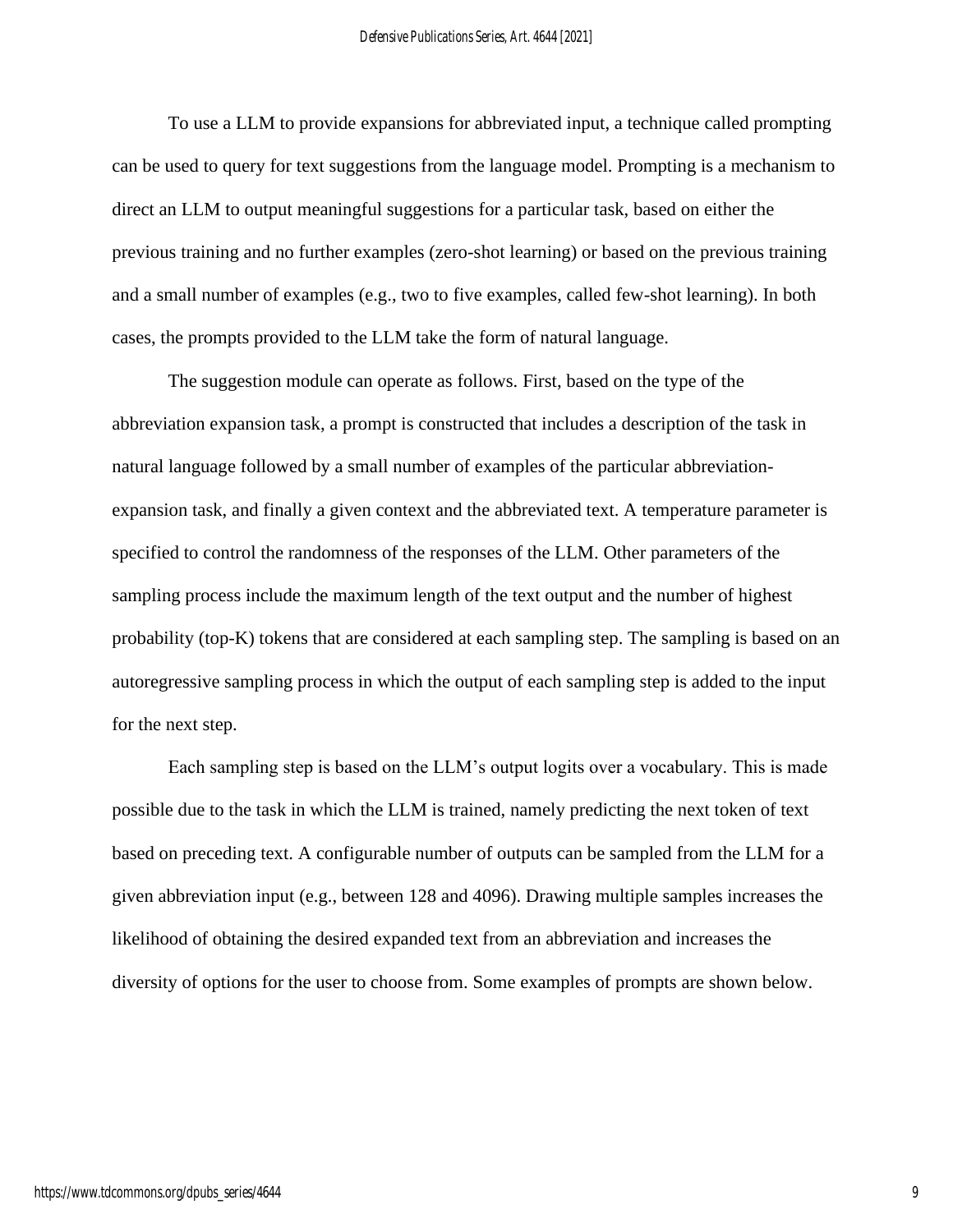To use a LLM to provide expansions for abbreviated input, a technique called prompting can be used to query for text suggestions from the language model. Prompting is a mechanism to direct an LLM to output meaningful suggestions for a particular task, based on either the previous training and no further examples (zero-shot learning) or based on the previous training and a small number of examples (e.g., two to five examples, called few-shot learning). In both cases, the prompts provided to the LLM take the form of natural language.

The suggestion module can operate as follows. First, based on the type of the abbreviation expansion task, a prompt is constructed that includes a description of the task in natural language followed by a small number of examples of the particular abbreviation-expansion task, and finally a given context and the abbreviated text. A temperature parameter is specified to control the randomness of the responses of the LLM. Other parameters of the sampling process include the maximum length of the text output and the number of highest probability (top-K) tokens that are considered at each sampling step. The sampling is based on an autoregressive sampling process in which the output of each sampling step is added to the input for the next step.

Each sampling step is based on the LLM's output logits over a vocabulary. This is made possible due to the task in which the LLM is trained, namely predicting the next token of text based on preceding text. A configurable number of outputs can be sampled from the LLM for a given abbreviation input (e.g., between 128 and 4096). Drawing multiple samples increases the likelihood of obtaining the desired expanded text from an abbreviation and increases the diversity of options for the user to choose from. Some examples of prompts are shown below.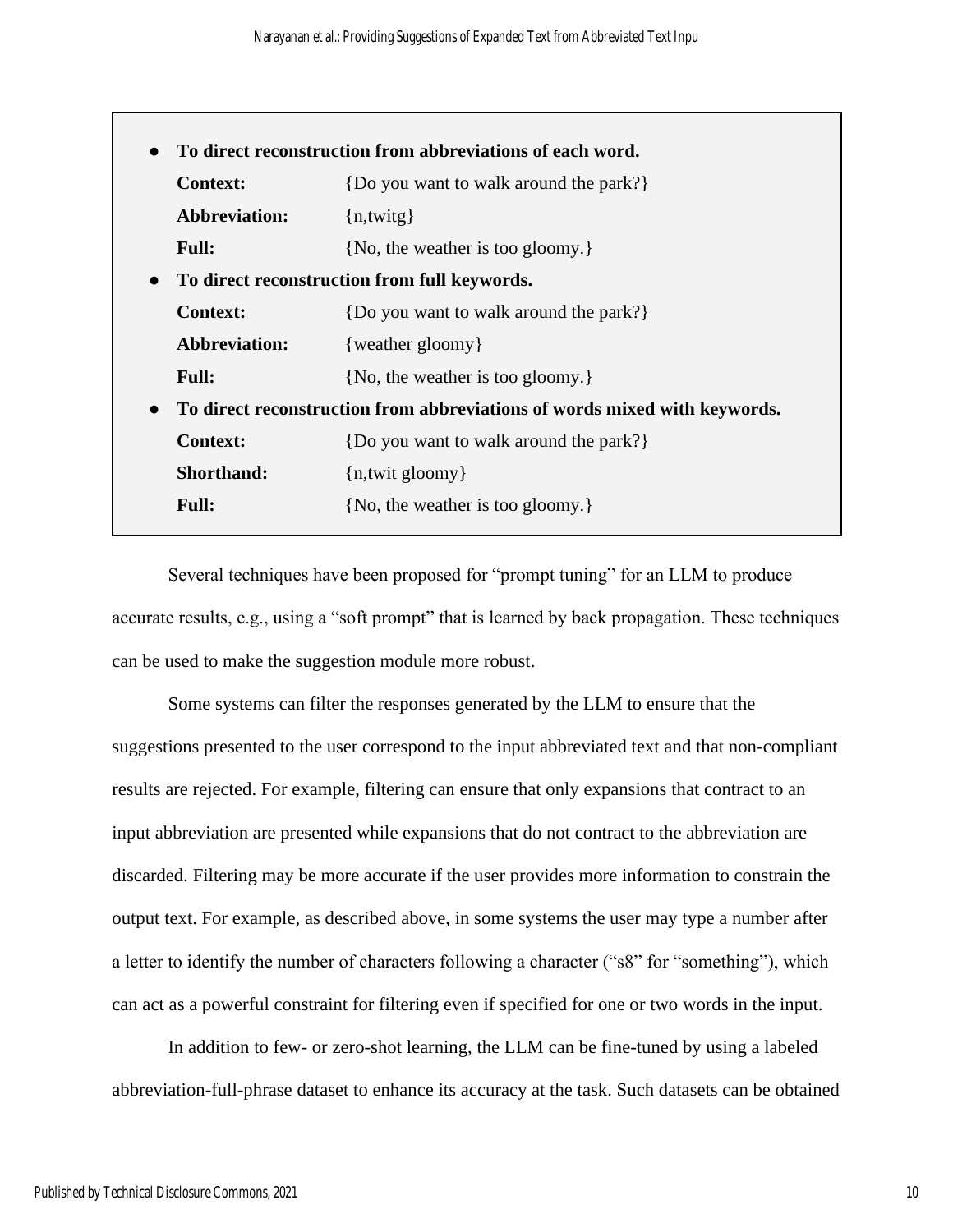- **To direct reconstruction from abbreviations of each word.**

  **Context:** {Do you want to walk around the park?}

  **Abbreviation:** {n,twitg}

  **Full:** {No, the weather is too gloomy.}

- **To direct reconstruction from full keywords.**

  **Context:** {Do you want to walk around the park?}

  **Abbreviation:** {weather gloomy}

  **Full:** {No, the weather is too gloomy.}

- **To direct reconstruction from abbreviations of words mixed with keywords.**

  **Context:** {Do you want to walk around the park?}

  **Shorthand:** {n,twit gloomy}

  **Full:** {No, the weather is too gloomy.}

Several techniques have been proposed for "prompt tuning" for an LLM to produce accurate results, e.g., using a "soft prompt" that is learned by back propagation. These techniques can be used to make the suggestion module more robust.

Some systems can filter the responses generated by the LLM to ensure that the suggestions presented to the user correspond to the input abbreviated text and that non-compliant results are rejected. For example, filtering can ensure that only expansions that contract to an input abbreviation are presented while expansions that do not contract to the abbreviation are discarded. Filtering may be more accurate if the user provides more information to constrain the output text. For example, as described above, in some systems the user may type a number after a letter to identify the number of characters following a character ("s8" for "something"), which can act as a powerful constraint for filtering even if specified for one or two words in the input.

In addition to few- or zero-shot learning, the LLM can be fine-tuned by using a labeled abbreviation-full-phrase dataset to enhance its accuracy at the task. Such datasets can be obtained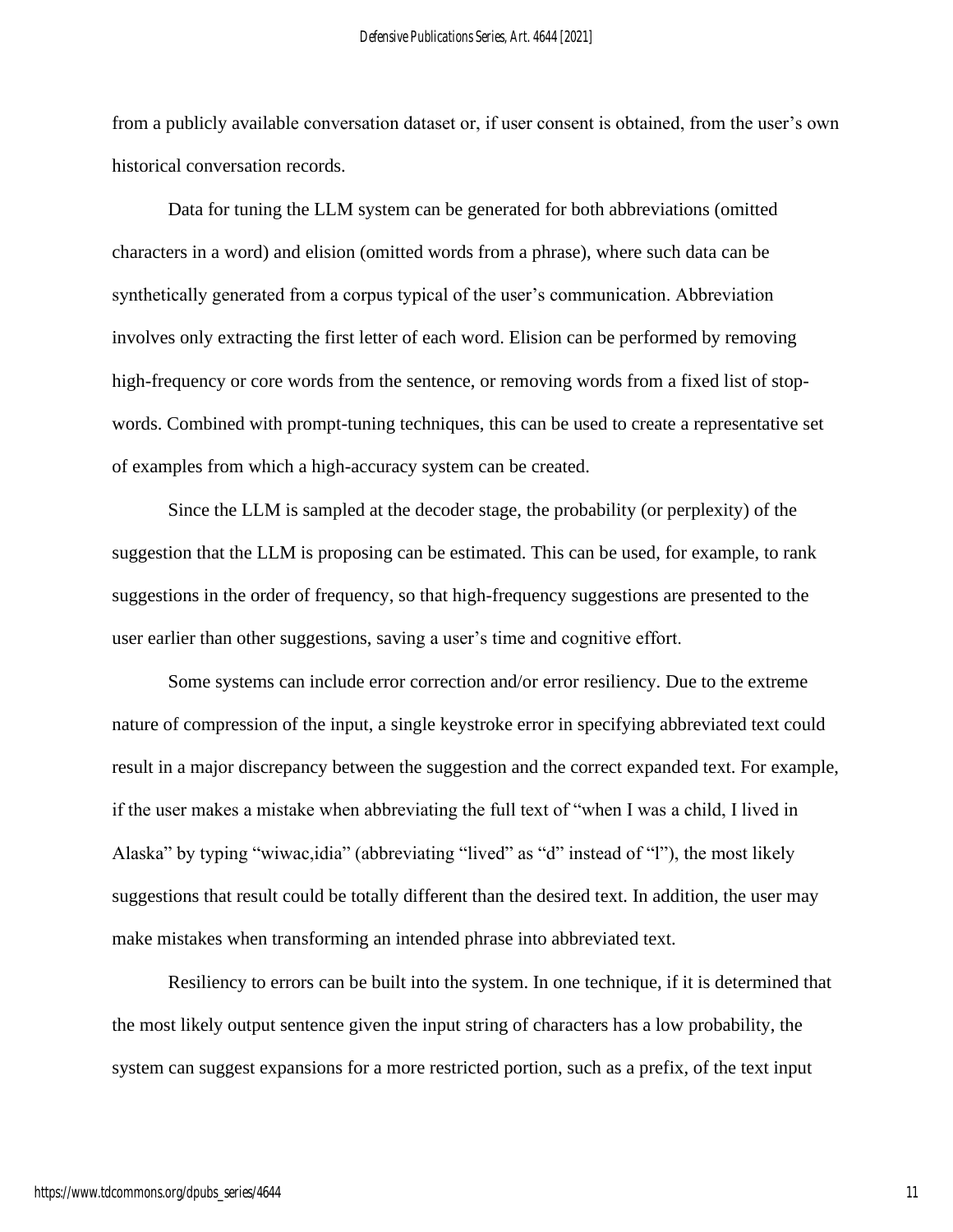from a publicly available conversation dataset or, if user consent is obtained, from the user's own historical conversation records.

Data for tuning the LLM system can be generated for both abbreviations (omitted characters in a word) and elision (omitted words from a phrase), where such data can be synthetically generated from a corpus typical of the user's communication. Abbreviation involves only extracting the first letter of each word. Elision can be performed by removing high-frequency or core words from the sentence, or removing words from a fixed list of stop-words. Combined with prompt-tuning techniques, this can be used to create a representative set of examples from which a high-accuracy system can be created.

Since the LLM is sampled at the decoder stage, the probability (or perplexity) of the suggestion that the LLM is proposing can be estimated. This can be used, for example, to rank suggestions in the order of frequency, so that high-frequency suggestions are presented to the user earlier than other suggestions, saving a user's time and cognitive effort.

Some systems can include error correction and/or error resiliency. Due to the extreme nature of compression of the input, a single keystroke error in specifying abbreviated text could result in a major discrepancy between the suggestion and the correct expanded text. For example, if the user makes a mistake when abbreviating the full text of "when I was a child, I lived in Alaska" by typing "wiwac,idia" (abbreviating "lived" as "d" instead of "l"), the most likely suggestions that result could be totally different than the desired text. In addition, the user may make mistakes when transforming an intended phrase into abbreviated text.

Resiliency to errors can be built into the system. In one technique, if it is determined that the most likely output sentence given the input string of characters has a low probability, the system can suggest expansions for a more restricted portion, such as a prefix, of the text input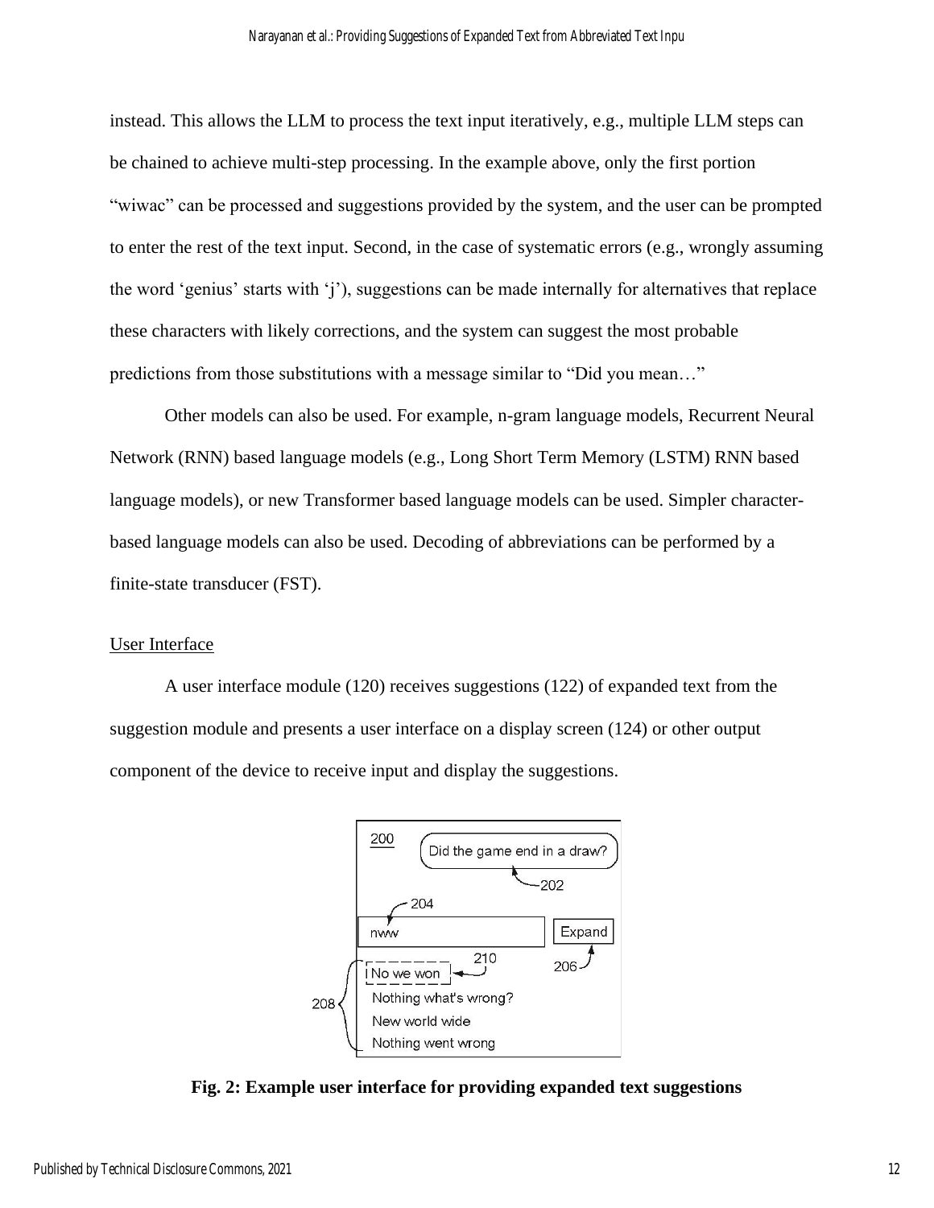instead. This allows the LLM to process the text input iteratively, e.g., multiple LLM steps can be chained to achieve multi-step processing. In the example above, only the first portion "wiwac" can be processed and suggestions provided by the system, and the user can be prompted to enter the rest of the text input. Second, in the case of systematic errors (e.g., wrongly assuming the word 'genius' starts with 'j'), suggestions can be made internally for alternatives that replace these characters with likely corrections, and the system can suggest the most probable predictions from those substitutions with a message similar to "Did you mean…"

Other models can also be used. For example, n-gram language models, Recurrent Neural Network (RNN) based language models (e.g., Long Short Term Memory (LSTM) RNN based language models), or new Transformer based language models can be used. Simpler character-based language models can also be used. Decoding of abbreviations can be performed by a finite-state transducer (FST).

## User Interface

A user interface module (120) receives suggestions (122) of expanded text from the suggestion module and presents a user interface on a display screen (124) or other output component of the device to receive input and display the suggestions.

**Fig. 2: Example user interface for providing expanded text suggestions**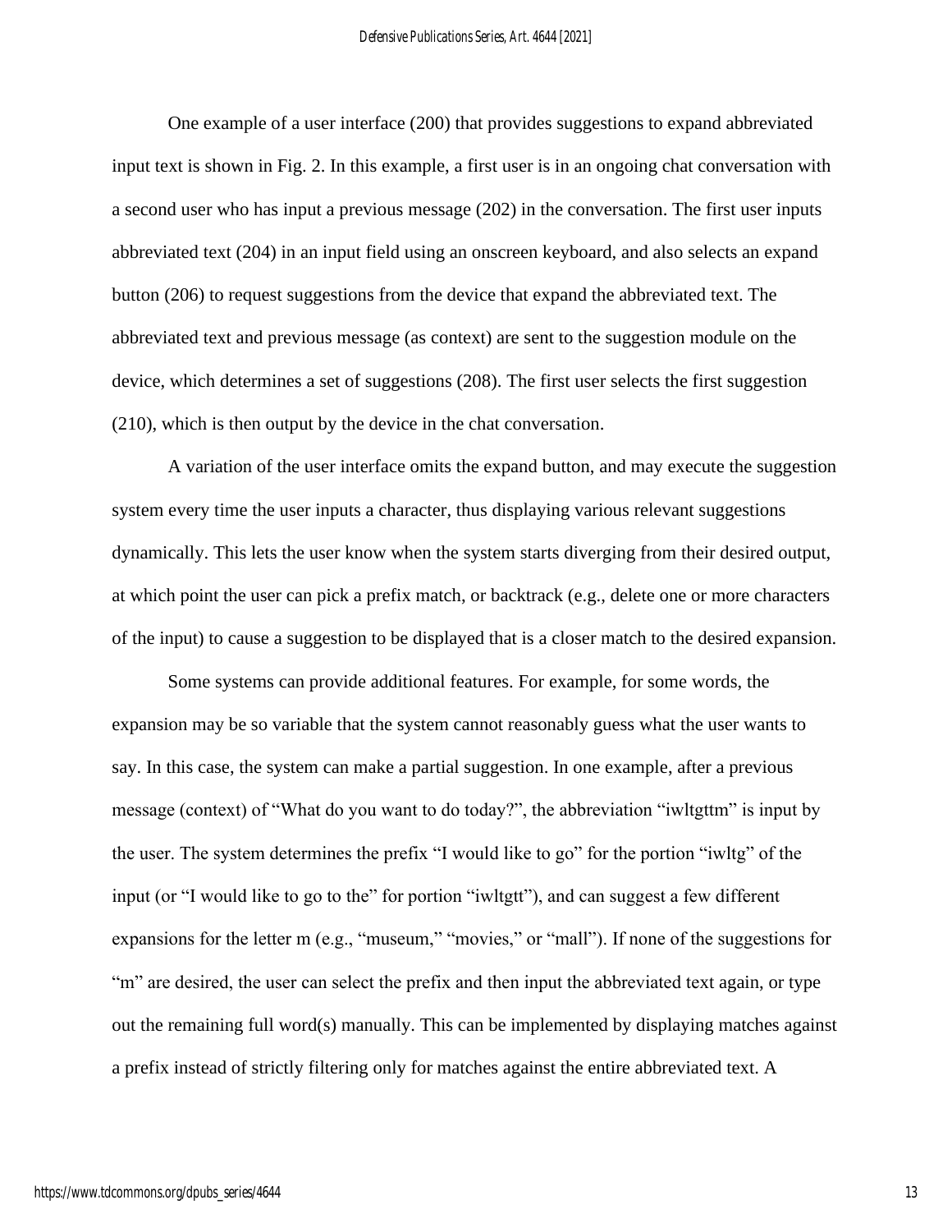One example of a user interface (200) that provides suggestions to expand abbreviated input text is shown in Fig. 2. In this example, a first user is in an ongoing chat conversation with a second user who has input a previous message (202) in the conversation. The first user inputs abbreviated text (204) in an input field using an onscreen keyboard, and also selects an expand button (206) to request suggestions from the device that expand the abbreviated text. The abbreviated text and previous message (as context) are sent to the suggestion module on the device, which determines a set of suggestions (208). The first user selects the first suggestion (210), which is then output by the device in the chat conversation.

A variation of the user interface omits the expand button, and may execute the suggestion system every time the user inputs a character, thus displaying various relevant suggestions dynamically. This lets the user know when the system starts diverging from their desired output, at which point the user can pick a prefix match, or backtrack (e.g., delete one or more characters of the input) to cause a suggestion to be displayed that is a closer match to the desired expansion.

Some systems can provide additional features. For example, for some words, the expansion may be so variable that the system cannot reasonably guess what the user wants to say. In this case, the system can make a partial suggestion. In one example, after a previous message (context) of "What do you want to do today?", the abbreviation "iwltgttm" is input by the user. The system determines the prefix "I would like to go" for the portion "iwltg" of the input (or "I would like to go to the" for portion "iwltgtt"), and can suggest a few different expansions for the letter m (e.g., "museum," "movies," or "mall"). If none of the suggestions for "m" are desired, the user can select the prefix and then input the abbreviated text again, or type out the remaining full word(s) manually. This can be implemented by displaying matches against a prefix instead of strictly filtering only for matches against the entire abbreviated text. A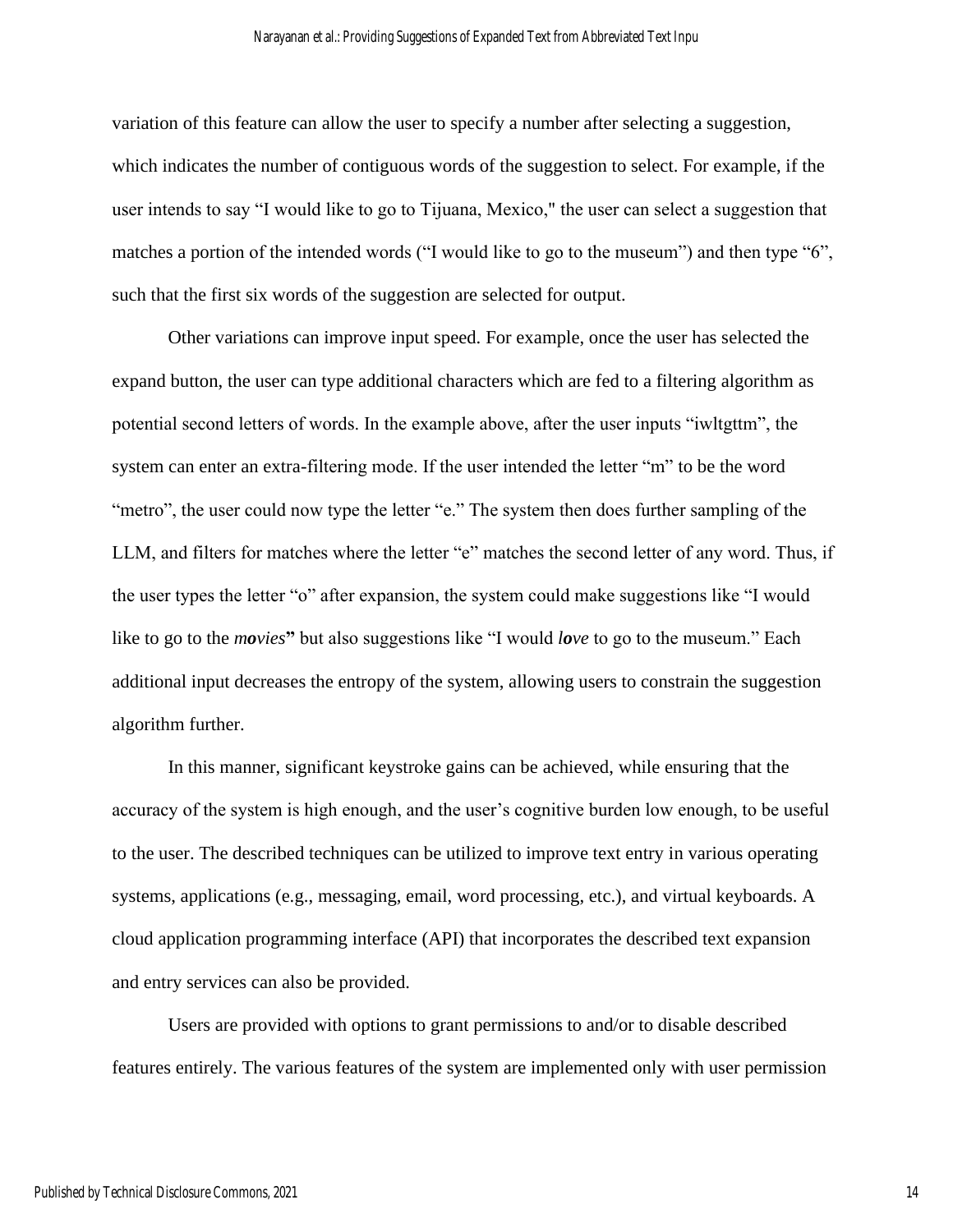variation of this feature can allow the user to specify a number after selecting a suggestion, which indicates the number of contiguous words of the suggestion to select. For example, if the user intends to say "I would like to go to Tijuana, Mexico," the user can select a suggestion that matches a portion of the intended words ("I would like to go to the museum") and then type "6", such that the first six words of the suggestion are selected for output.

Other variations can improve input speed. For example, once the user has selected the expand button, the user can type additional characters which are fed to a filtering algorithm as potential second letters of words. In the example above, after the user inputs "iwltgttm", the system can enter an extra-filtering mode. If the user intended the letter "m" to be the word "metro", the user could now type the letter "e." The system then does further sampling of the LLM, and filters for matches where the letter "e" matches the second letter of any word. Thus, if the user types the letter "o" after expansion, the system could make suggestions like "I would like to go to the *m**o**vies***" but also suggestions like "I would ***lo**ve* to go to the museum." Each additional input decreases the entropy of the system, allowing users to constrain the suggestion algorithm further.

In this manner, significant keystroke gains can be achieved, while ensuring that the accuracy of the system is high enough, and the user's cognitive burden low enough, to be useful to the user. The described techniques can be utilized to improve text entry in various operating systems, applications (e.g., messaging, email, word processing, etc.), and virtual keyboards. A cloud application programming interface (API) that incorporates the described text expansion and entry services can also be provided.

Users are provided with options to grant permissions to and/or to disable described features entirely. The various features of the system are implemented only with user permission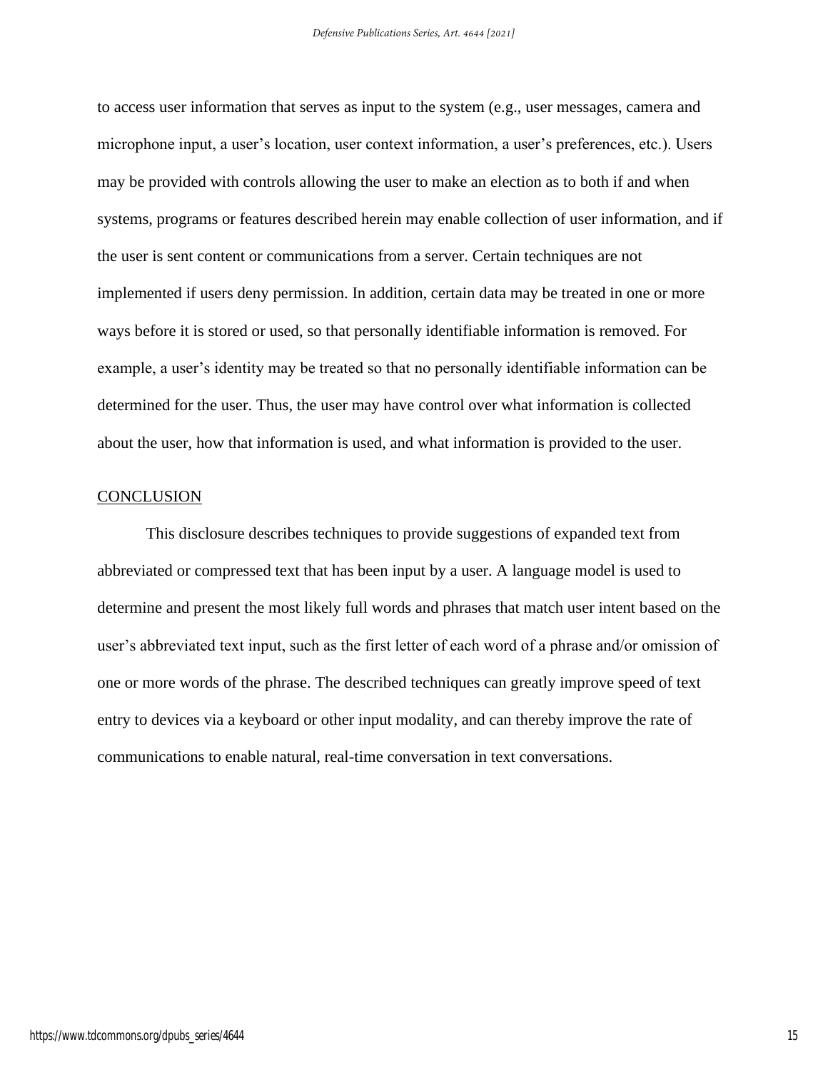to access user information that serves as input to the system (e.g., user messages, camera and microphone input, a user's location, user context information, a user's preferences, etc.). Users may be provided with controls allowing the user to make an election as to both if and when systems, programs or features described herein may enable collection of user information, and if the user is sent content or communications from a server. Certain techniques are not implemented if users deny permission. In addition, certain data may be treated in one or more ways before it is stored or used, so that personally identifiable information is removed. For example, a user's identity may be treated so that no personally identifiable information can be determined for the user. Thus, the user may have control over what information is collected about the user, how that information is used, and what information is provided to the user.

## CONCLUSION

This disclosure describes techniques to provide suggestions of expanded text from abbreviated or compressed text that has been input by a user. A language model is used to determine and present the most likely full words and phrases that match user intent based on the user's abbreviated text input, such as the first letter of each word of a phrase and/or omission of one or more words of the phrase. The described techniques can greatly improve speed of text entry to devices via a keyboard or other input modality, and can thereby improve the rate of communications to enable natural, real-time conversation in text conversations.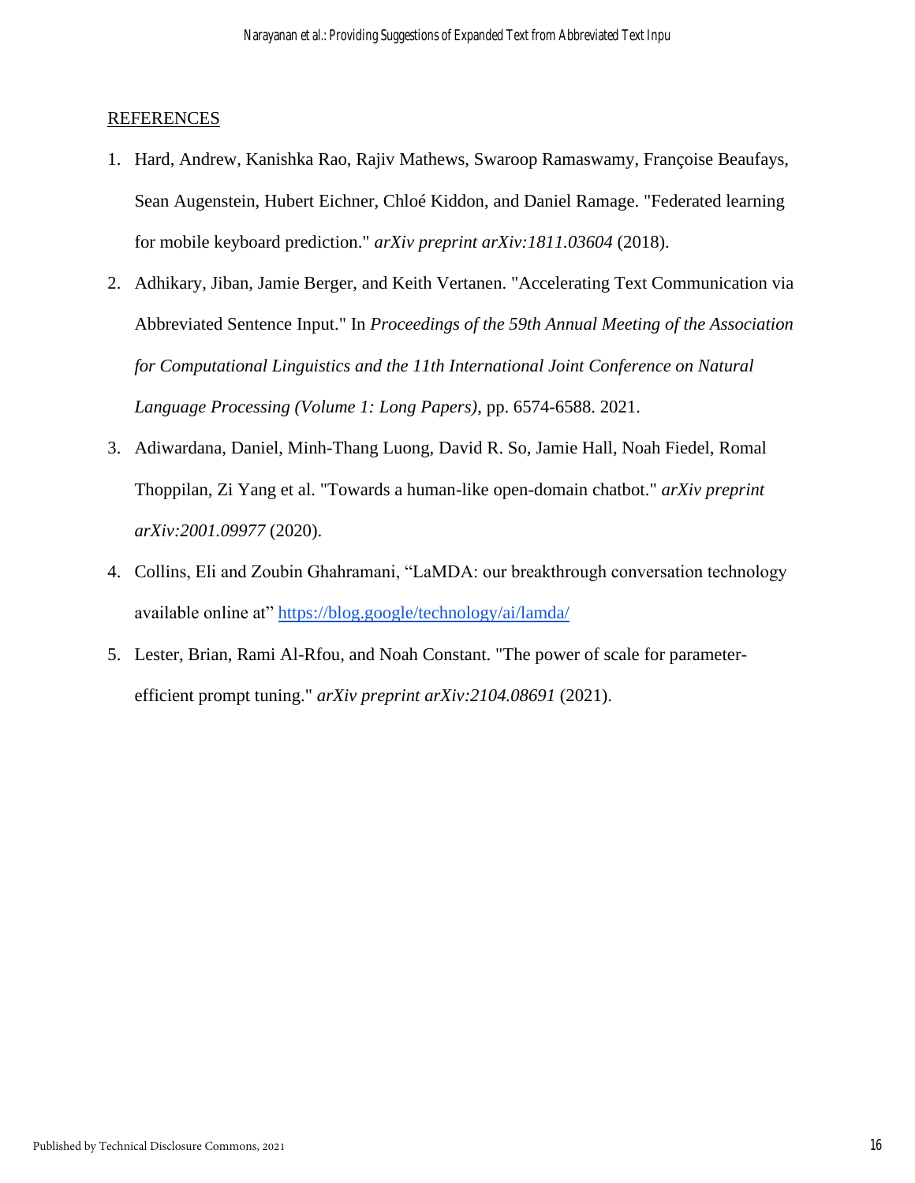## REFERENCES

1. Hard, Andrew, Kanishka Rao, Rajiv Mathews, Swaroop Ramaswamy, Françoise Beaufays, Sean Augenstein, Hubert Eichner, Chloé Kiddon, and Daniel Ramage. "Federated learning for mobile keyboard prediction." *arXiv preprint arXiv:1811.03604* (2018).
2. Adhikary, Jiban, Jamie Berger, and Keith Vertanen. "Accelerating Text Communication via Abbreviated Sentence Input." In *Proceedings of the 59th Annual Meeting of the Association for Computational Linguistics and the 11th International Joint Conference on Natural Language Processing (Volume 1: Long Papers)*, pp. 6574-6588. 2021.
3. Adiwardana, Daniel, Minh-Thang Luong, David R. So, Jamie Hall, Noah Fiedel, Romal Thoppilan, Zi Yang et al. "Towards a human-like open-domain chatbot." *arXiv preprint arXiv:2001.09977* (2020).
4. Collins, Eli and Zoubin Ghahramani, "LaMDA: our breakthrough conversation technology available online at" https://blog.google/technology/ai/lamda/
5. Lester, Brian, Rami Al-Rfou, and Noah Constant. "The power of scale for parameter-efficient prompt tuning." *arXiv preprint arXiv:2104.08691* (2021).